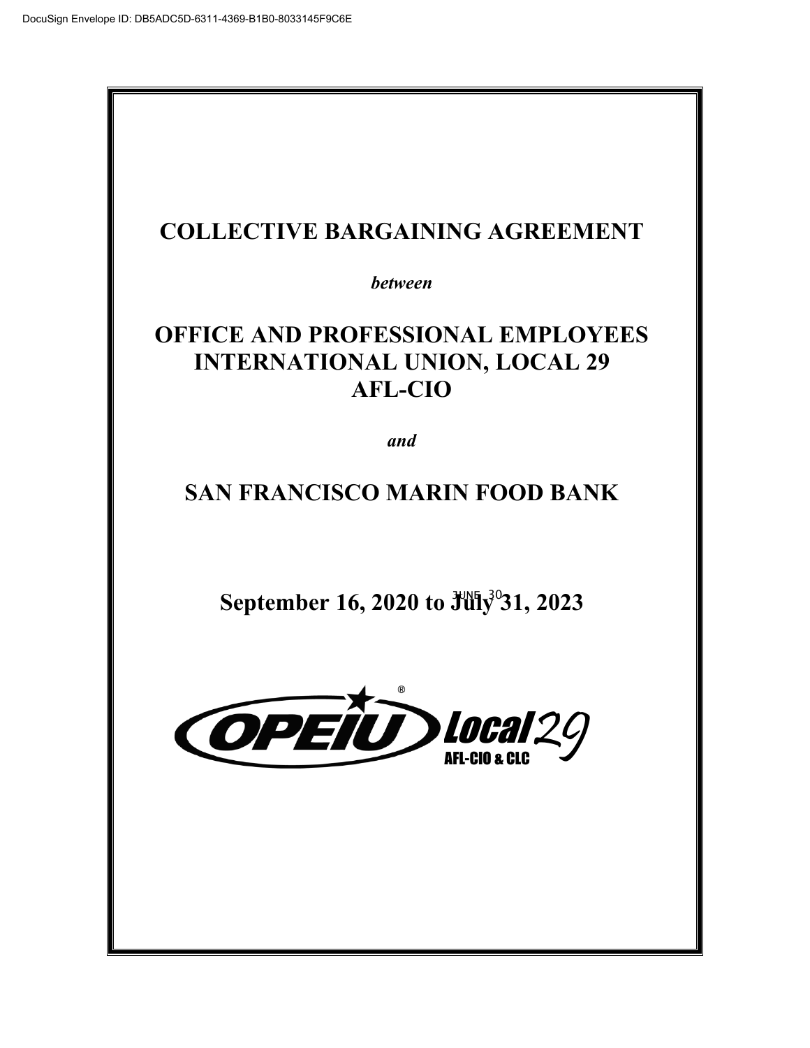DocuSign Envelope ID: DB5ADC5D-6311-4369-B1B0-8033145F9C6E

# COLLECTIVE BARGAINING AGREEMENT

*between*

# OFFICE AND PROFESSIONAL EMPLOYEES INTERNATIONAL UNION, LOCAL 29 AFL-CIO

*and*

# SAN FRANCISCO MARIN FOOD BANK

## September 16, 2020 to July 31, 2023

JUNE 30

OPEIU Local 29 AFL-CIO & CLC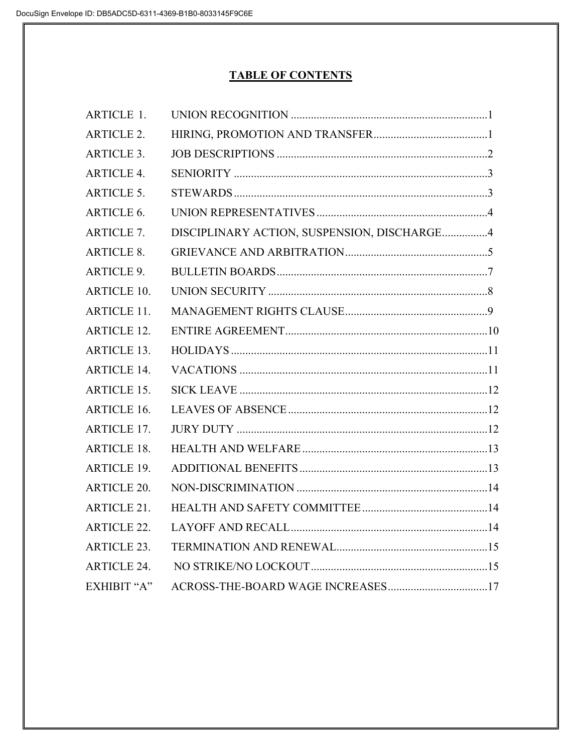# TABLE OF CONTENTS

| | | |
|---|---|---|
| ARTICLE 1. | UNION RECOGNITION | 1 |
| ARTICLE 2. | HIRING, PROMOTION AND TRANSFER | 1 |
| ARTICLE 3. | JOB DESCRIPTIONS | 2 |
| ARTICLE 4. | SENIORITY | 3 |
| ARTICLE 5. | STEWARDS | 3 |
| ARTICLE 6. | UNION REPRESENTATIVES | 4 |
| ARTICLE 7. | DISCIPLINARY ACTION, SUSPENSION, DISCHARGE | 4 |
| ARTICLE 8. | GRIEVANCE AND ARBITRATION | 5 |
| ARTICLE 9. | BULLETIN BOARDS | 7 |
| ARTICLE 10. | UNION SECURITY | 8 |
| ARTICLE 11. | MANAGEMENT RIGHTS CLAUSE | 9 |
| ARTICLE 12. | ENTIRE AGREEMENT | 10 |
| ARTICLE 13. | HOLIDAYS | 11 |
| ARTICLE 14. | VACATIONS | 11 |
| ARTICLE 15. | SICK LEAVE | 12 |
| ARTICLE 16. | LEAVES OF ABSENCE | 12 |
| ARTICLE 17. | JURY DUTY | 12 |
| ARTICLE 18. | HEALTH AND WELFARE | 13 |
| ARTICLE 19. | ADDITIONAL BENEFITS | 13 |
| ARTICLE 20. | NON-DISCRIMINATION | 14 |
| ARTICLE 21. | HEALTH AND SAFETY COMMITTEE | 14 |
| ARTICLE 22. | LAYOFF AND RECALL | 14 |
| ARTICLE 23. | TERMINATION AND RENEWAL | 15 |
| ARTICLE 24. | NO STRIKE/NO LOCKOUT | 15 |
| EXHIBIT "A" | ACROSS-THE-BOARD WAGE INCREASES | 17 |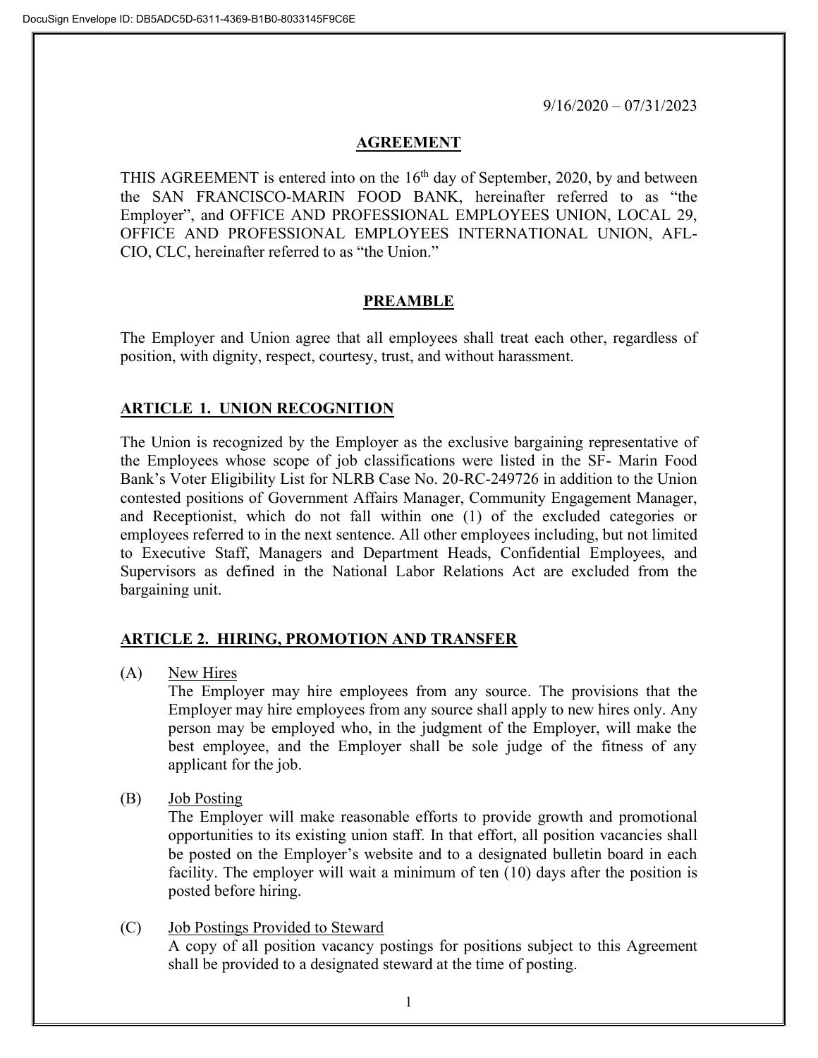9/16/2020 – 07/31/2023

## AGREEMENT

THIS AGREEMENT is entered into on the 16th day of September, 2020, by and between the SAN FRANCISCO-MARIN FOOD BANK, hereinafter referred to as "the Employer", and OFFICE AND PROFESSIONAL EMPLOYEES UNION, LOCAL 29, OFFICE AND PROFESSIONAL EMPLOYEES INTERNATIONAL UNION, AFL-CIO, CLC, hereinafter referred to as "the Union."

## PREAMBLE

The Employer and Union agree that all employees shall treat each other, regardless of position, with dignity, respect, courtesy, trust, and without harassment.

## ARTICLE 1. UNION RECOGNITION

The Union is recognized by the Employer as the exclusive bargaining representative of the Employees whose scope of job classifications were listed in the SF- Marin Food Bank's Voter Eligibility List for NLRB Case No. 20-RC-249726 in addition to the Union contested positions of Government Affairs Manager, Community Engagement Manager, and Receptionist, which do not fall within one (1) of the excluded categories or employees referred to in the next sentence. All other employees including, but not limited to Executive Staff, Managers and Department Heads, Confidential Employees, and Supervisors as defined in the National Labor Relations Act are excluded from the bargaining unit.

## ARTICLE 2. HIRING, PROMOTION AND TRANSFER

(A) New Hires

The Employer may hire employees from any source. The provisions that the Employer may hire employees from any source shall apply to new hires only. Any person may be employed who, in the judgment of the Employer, will make the best employee, and the Employer shall be sole judge of the fitness of any applicant for the job.

(B) Job Posting

The Employer will make reasonable efforts to provide growth and promotional opportunities to its existing union staff. In that effort, all position vacancies shall be posted on the Employer's website and to a designated bulletin board in each facility. The employer will wait a minimum of ten (10) days after the position is posted before hiring.

(C) Job Postings Provided to Steward

A copy of all position vacancy postings for positions subject to this Agreement shall be provided to a designated steward at the time of posting.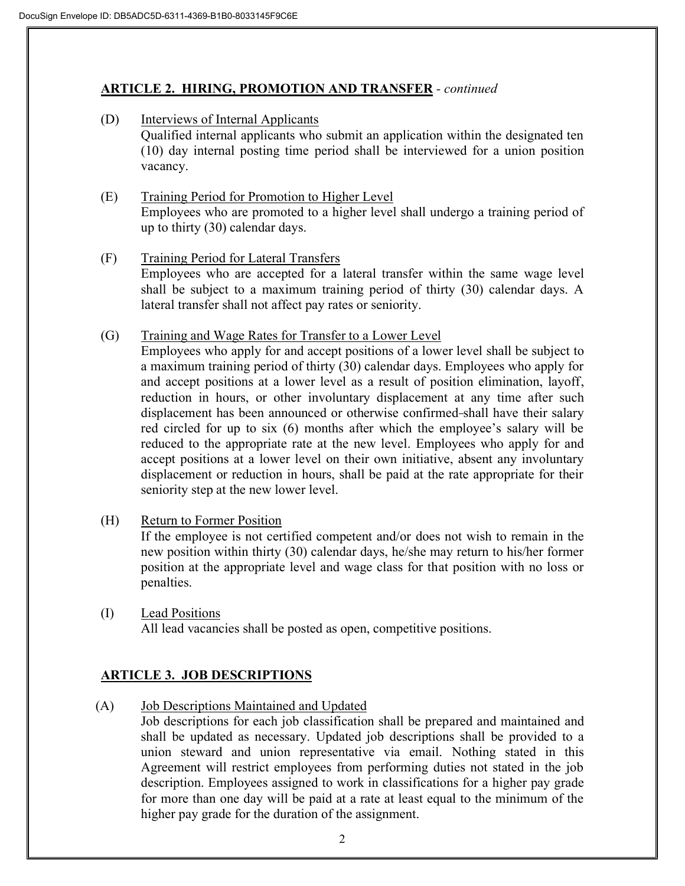## ARTICLE 2. HIRING, PROMOTION AND TRANSFER - *continued*

(D) Interviews of Internal Applicants
Qualified internal applicants who submit an application within the designated ten (10) day internal posting time period shall be interviewed for a union position vacancy.

(E) Training Period for Promotion to Higher Level
Employees who are promoted to a higher level shall undergo a training period of up to thirty (30) calendar days.

(F) Training Period for Lateral Transfers
Employees who are accepted for a lateral transfer within the same wage level shall be subject to a maximum training period of thirty (30) calendar days. A lateral transfer shall not affect pay rates or seniority.

(G) Training and Wage Rates for Transfer to a Lower Level
Employees who apply for and accept positions of a lower level shall be subject to a maximum training period of thirty (30) calendar days. Employees who apply for and accept positions at a lower level as a result of position elimination, layoff, reduction in hours, or other involuntary displacement at any time after such displacement has been announced or otherwise confirmed shall have their salary red circled for up to six (6) months after which the employee's salary will be reduced to the appropriate rate at the new level. Employees who apply for and accept positions at a lower level on their own initiative, absent any involuntary displacement or reduction in hours, shall be paid at the rate appropriate for their seniority step at the new lower level.

(H) Return to Former Position
If the employee is not certified competent and/or does not wish to remain in the new position within thirty (30) calendar days, he/she may return to his/her former position at the appropriate level and wage class for that position with no loss or penalties.

(I) Lead Positions
All lead vacancies shall be posted as open, competitive positions.

## ARTICLE 3. JOB DESCRIPTIONS

(A) Job Descriptions Maintained and Updated
Job descriptions for each job classification shall be prepared and maintained and shall be updated as necessary. Updated job descriptions shall be provided to a union steward and union representative via email. Nothing stated in this Agreement will restrict employees from performing duties not stated in the job description. Employees assigned to work in classifications for a higher pay grade for more than one day will be paid at a rate at least equal to the minimum of the higher pay grade for the duration of the assignment.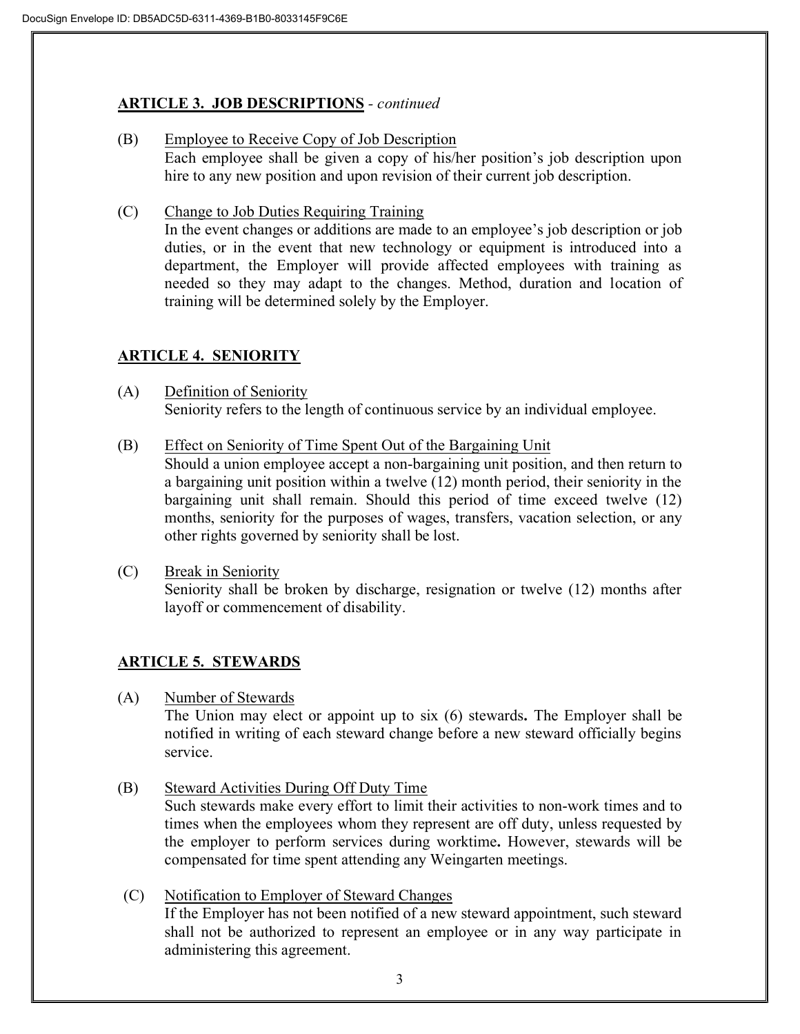## ARTICLE 3. JOB DESCRIPTIONS - *continued*

(B) Employee to Receive Copy of Job Description
Each employee shall be given a copy of his/her position's job description upon hire to any new position and upon revision of their current job description.

(C) Change to Job Duties Requiring Training
In the event changes or additions are made to an employee's job description or job duties, or in the event that new technology or equipment is introduced into a department, the Employer will provide affected employees with training as needed so they may adapt to the changes. Method, duration and location of training will be determined solely by the Employer.

## ARTICLE 4. SENIORITY

(A) Definition of Seniority
Seniority refers to the length of continuous service by an individual employee.

(B) Effect on Seniority of Time Spent Out of the Bargaining Unit
Should a union employee accept a non-bargaining unit position, and then return to a bargaining unit position within a twelve (12) month period, their seniority in the bargaining unit shall remain. Should this period of time exceed twelve (12) months, seniority for the purposes of wages, transfers, vacation selection, or any other rights governed by seniority shall be lost.

(C) Break in Seniority
Seniority shall be broken by discharge, resignation or twelve (12) months after layoff or commencement of disability.

## ARTICLE 5. STEWARDS

(A) Number of Stewards
The Union may elect or appoint up to six (6) stewards**.** The Employer shall be notified in writing of each steward change before a new steward officially begins service.

(B) Steward Activities During Off Duty Time
Such stewards make every effort to limit their activities to non-work times and to times when the employees whom they represent are off duty, unless requested by the employer to perform services during worktime**.** However, stewards will be compensated for time spent attending any Weingarten meetings.

(C) Notification to Employer of Steward Changes
If the Employer has not been notified of a new steward appointment, such steward shall not be authorized to represent an employee or in any way participate in administering this agreement.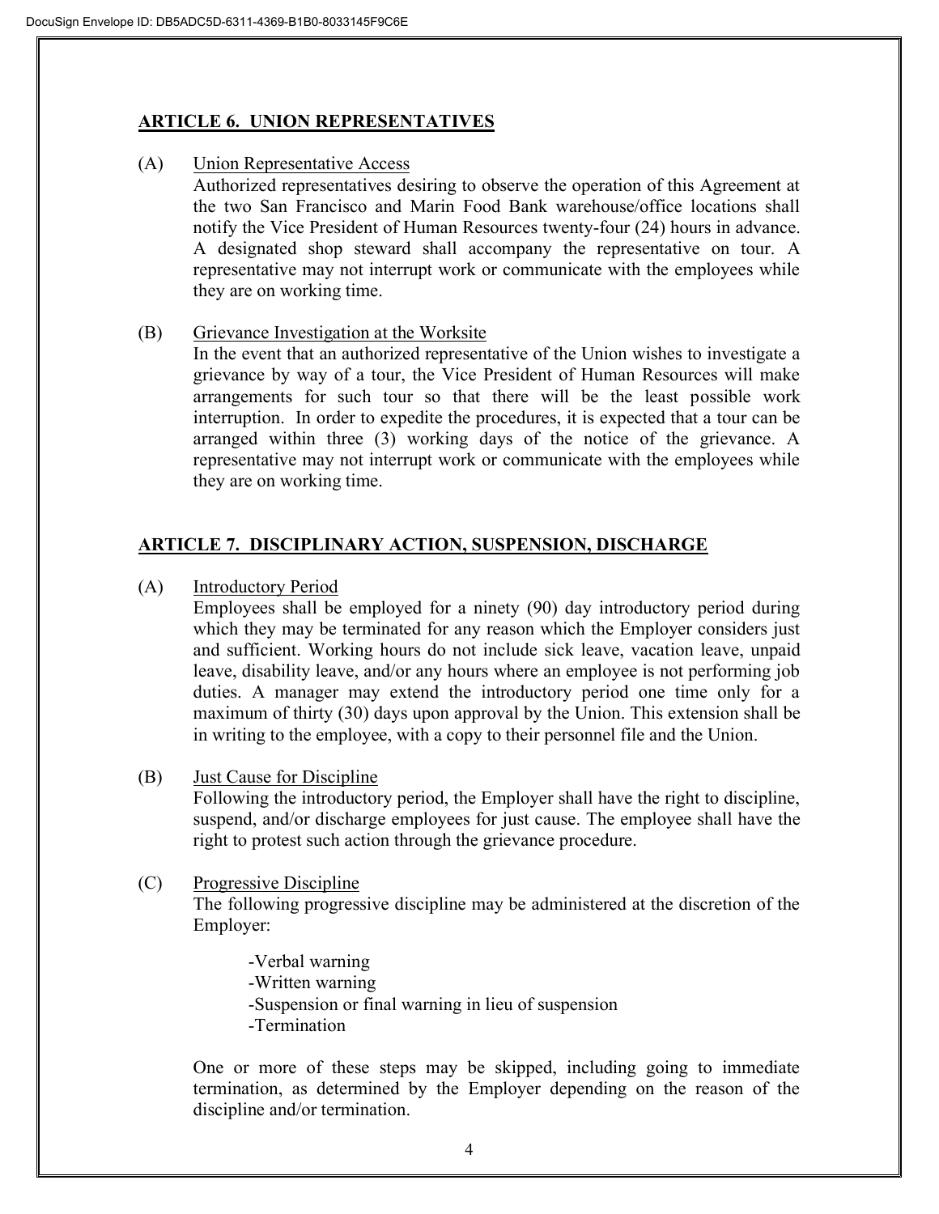## ARTICLE 6. UNION REPRESENTATIVES

(A) Union Representative Access

Authorized representatives desiring to observe the operation of this Agreement at the two San Francisco and Marin Food Bank warehouse/office locations shall notify the Vice President of Human Resources twenty-four (24) hours in advance. A designated shop steward shall accompany the representative on tour. A representative may not interrupt work or communicate with the employees while they are on working time.

(B) Grievance Investigation at the Worksite

In the event that an authorized representative of the Union wishes to investigate a grievance by way of a tour, the Vice President of Human Resources will make arrangements for such tour so that there will be the least possible work interruption. In order to expedite the procedures, it is expected that a tour can be arranged within three (3) working days of the notice of the grievance. A representative may not interrupt work or communicate with the employees while they are on working time.

## ARTICLE 7. DISCIPLINARY ACTION, SUSPENSION, DISCHARGE

(A) Introductory Period

Employees shall be employed for a ninety (90) day introductory period during which they may be terminated for any reason which the Employer considers just and sufficient. Working hours do not include sick leave, vacation leave, unpaid leave, disability leave, and/or any hours where an employee is not performing job duties. A manager may extend the introductory period one time only for a maximum of thirty (30) days upon approval by the Union. This extension shall be in writing to the employee, with a copy to their personnel file and the Union.

(B) Just Cause for Discipline

Following the introductory period, the Employer shall have the right to discipline, suspend, and/or discharge employees for just cause. The employee shall have the right to protest such action through the grievance procedure.

(C) Progressive Discipline

The following progressive discipline may be administered at the discretion of the Employer:

- Verbal warning
- Written warning
- Suspension or final warning in lieu of suspension
- Termination

One or more of these steps may be skipped, including going to immediate termination, as determined by the Employer depending on the reason of the discipline and/or termination.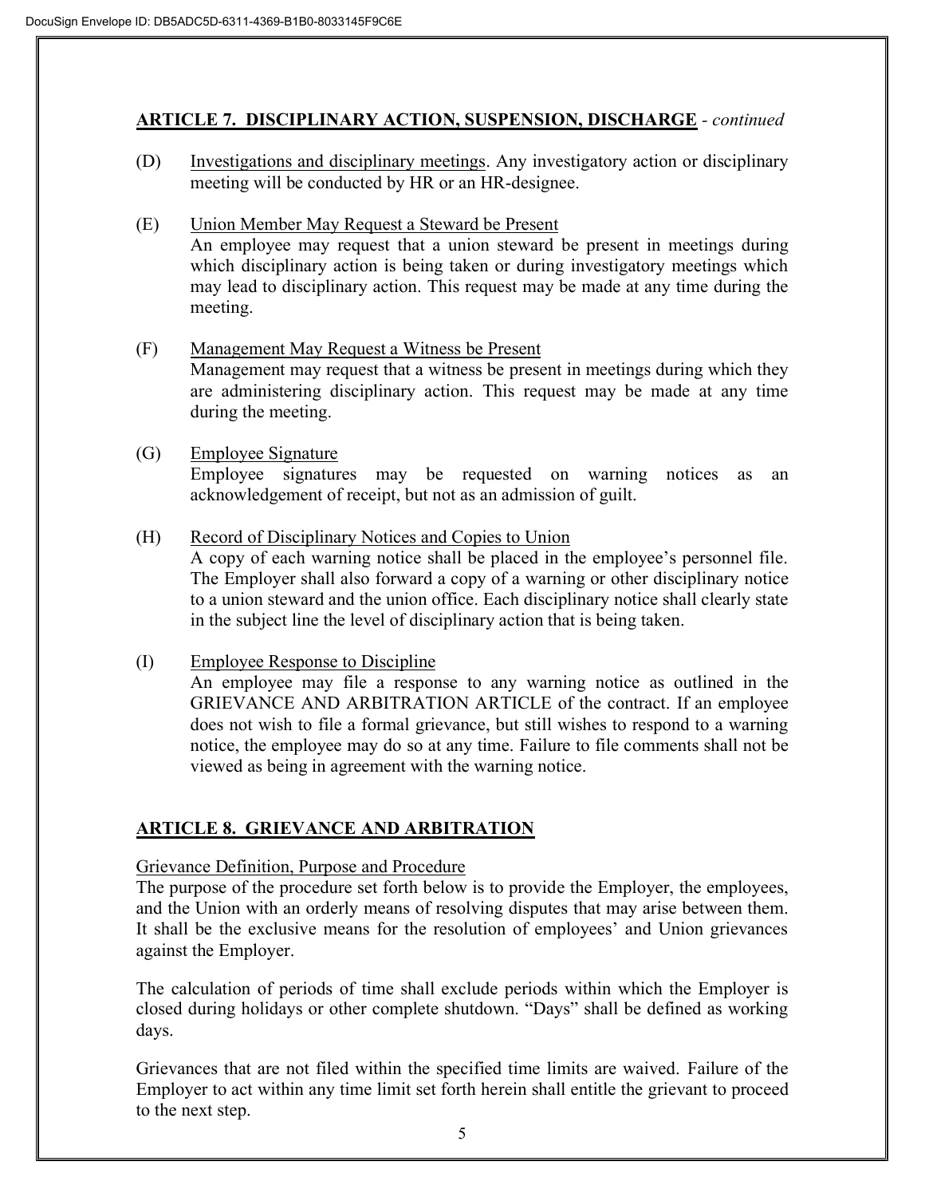## ARTICLE 7. DISCIPLINARY ACTION, SUSPENSION, DISCHARGE - *continued*

(D) Investigations and disciplinary meetings. Any investigatory action or disciplinary meeting will be conducted by HR or an HR-designee.

(E) Union Member May Request a Steward be Present
An employee may request that a union steward be present in meetings during which disciplinary action is being taken or during investigatory meetings which may lead to disciplinary action. This request may be made at any time during the meeting.

(F) Management May Request a Witness be Present
Management may request that a witness be present in meetings during which they are administering disciplinary action. This request may be made at any time during the meeting.

(G) Employee Signature
Employee signatures may be requested on warning notices as an acknowledgement of receipt, but not as an admission of guilt.

(H) Record of Disciplinary Notices and Copies to Union
A copy of each warning notice shall be placed in the employee's personnel file. The Employer shall also forward a copy of a warning or other disciplinary notice to a union steward and the union office. Each disciplinary notice shall clearly state in the subject line the level of disciplinary action that is being taken.

(I) Employee Response to Discipline
An employee may file a response to any warning notice as outlined in the GRIEVANCE AND ARBITRATION ARTICLE of the contract. If an employee does not wish to file a formal grievance, but still wishes to respond to a warning notice, the employee may do so at any time. Failure to file comments shall not be viewed as being in agreement with the warning notice.

## ARTICLE 8. GRIEVANCE AND ARBITRATION

Grievance Definition, Purpose and Procedure
The purpose of the procedure set forth below is to provide the Employer, the employees, and the Union with an orderly means of resolving disputes that may arise between them. It shall be the exclusive means for the resolution of employees' and Union grievances against the Employer.

The calculation of periods of time shall exclude periods within which the Employer is closed during holidays or other complete shutdown. "Days" shall be defined as working days.

Grievances that are not filed within the specified time limits are waived. Failure of the Employer to act within any time limit set forth herein shall entitle the grievant to proceed to the next step.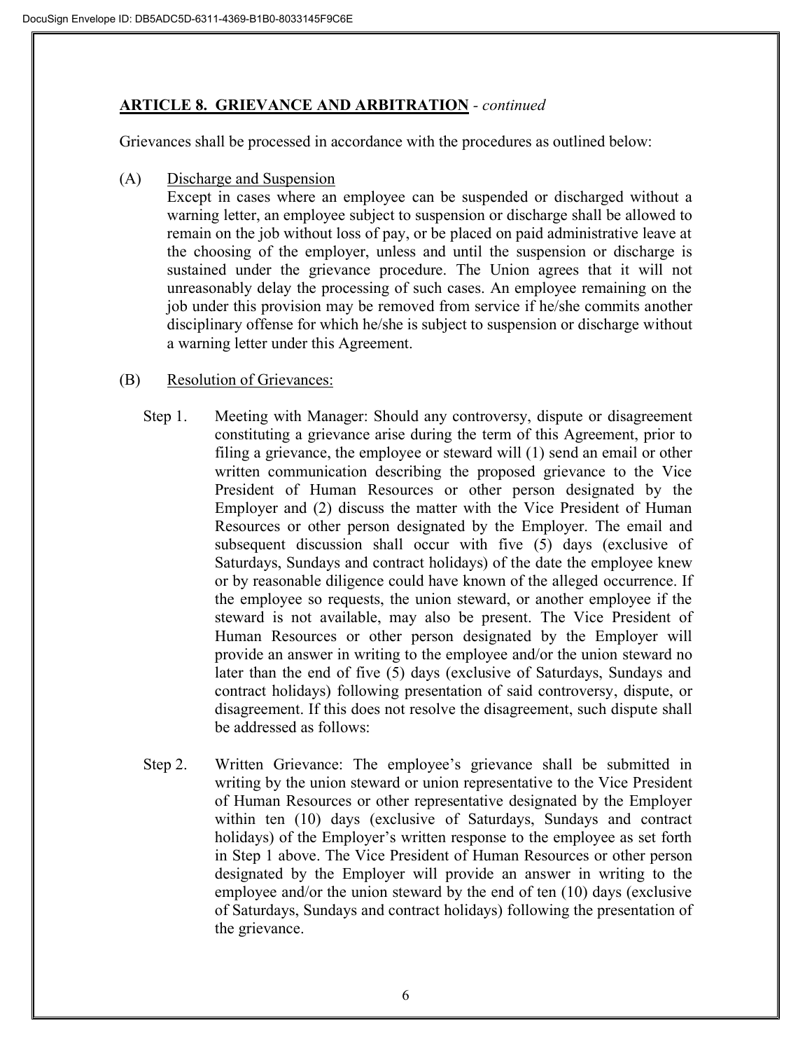## **ARTICLE 8. GRIEVANCE AND ARBITRATION** - *continued*

Grievances shall be processed in accordance with the procedures as outlined below:

(A) Discharge and Suspension

Except in cases where an employee can be suspended or discharged without a warning letter, an employee subject to suspension or discharge shall be allowed to remain on the job without loss of pay, or be placed on paid administrative leave at the choosing of the employer, unless and until the suspension or discharge is sustained under the grievance procedure. The Union agrees that it will not unreasonably delay the processing of such cases. An employee remaining on the job under this provision may be removed from service if he/she commits another disciplinary offense for which he/she is subject to suspension or discharge without a warning letter under this Agreement.

(B) Resolution of Grievances:

Step 1. Meeting with Manager: Should any controversy, dispute or disagreement constituting a grievance arise during the term of this Agreement, prior to filing a grievance, the employee or steward will (1) send an email or other written communication describing the proposed grievance to the Vice President of Human Resources or other person designated by the Employer and (2) discuss the matter with the Vice President of Human Resources or other person designated by the Employer. The email and subsequent discussion shall occur with five (5) days (exclusive of Saturdays, Sundays and contract holidays) of the date the employee knew or by reasonable diligence could have known of the alleged occurrence. If the employee so requests, the union steward, or another employee if the steward is not available, may also be present. The Vice President of Human Resources or other person designated by the Employer will provide an answer in writing to the employee and/or the union steward no later than the end of five (5) days (exclusive of Saturdays, Sundays and contract holidays) following presentation of said controversy, dispute, or disagreement. If this does not resolve the disagreement, such dispute shall be addressed as follows:

Step 2. Written Grievance: The employee's grievance shall be submitted in writing by the union steward or union representative to the Vice President of Human Resources or other representative designated by the Employer within ten (10) days (exclusive of Saturdays, Sundays and contract holidays) of the Employer's written response to the employee as set forth in Step 1 above. The Vice President of Human Resources or other person designated by the Employer will provide an answer in writing to the employee and/or the union steward by the end of ten (10) days (exclusive of Saturdays, Sundays and contract holidays) following the presentation of the grievance.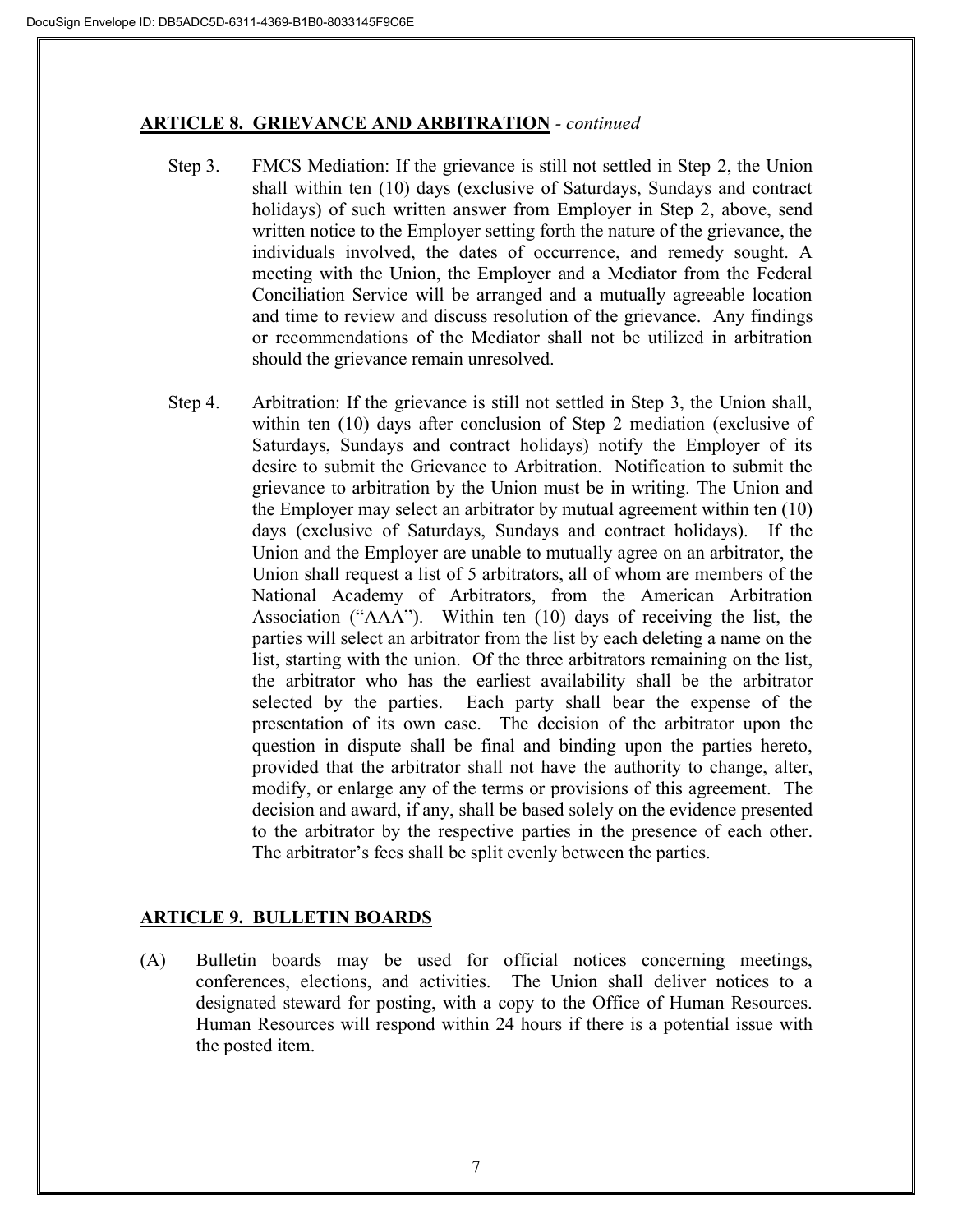## ARTICLE 8. GRIEVANCE AND ARBITRATION - *continued*

Step 3. FMCS Mediation: If the grievance is still not settled in Step 2, the Union shall within ten (10) days (exclusive of Saturdays, Sundays and contract holidays) of such written answer from Employer in Step 2, above, send written notice to the Employer setting forth the nature of the grievance, the individuals involved, the dates of occurrence, and remedy sought. A meeting with the Union, the Employer and a Mediator from the Federal Conciliation Service will be arranged and a mutually agreeable location and time to review and discuss resolution of the grievance. Any findings or recommendations of the Mediator shall not be utilized in arbitration should the grievance remain unresolved.

Step 4. Arbitration: If the grievance is still not settled in Step 3, the Union shall, within ten (10) days after conclusion of Step 2 mediation (exclusive of Saturdays, Sundays and contract holidays) notify the Employer of its desire to submit the Grievance to Arbitration. Notification to submit the grievance to arbitration by the Union must be in writing. The Union and the Employer may select an arbitrator by mutual agreement within ten (10) days (exclusive of Saturdays, Sundays and contract holidays). If the Union and the Employer are unable to mutually agree on an arbitrator, the Union shall request a list of 5 arbitrators, all of whom are members of the National Academy of Arbitrators, from the American Arbitration Association ("AAA"). Within ten (10) days of receiving the list, the parties will select an arbitrator from the list by each deleting a name on the list, starting with the union. Of the three arbitrators remaining on the list, the arbitrator who has the earliest availability shall be the arbitrator selected by the parties. Each party shall bear the expense of the presentation of its own case. The decision of the arbitrator upon the question in dispute shall be final and binding upon the parties hereto, provided that the arbitrator shall not have the authority to change, alter, modify, or enlarge any of the terms or provisions of this agreement. The decision and award, if any, shall be based solely on the evidence presented to the arbitrator by the respective parties in the presence of each other. The arbitrator's fees shall be split evenly between the parties.

## ARTICLE 9. BULLETIN BOARDS

(A) Bulletin boards may be used for official notices concerning meetings, conferences, elections, and activities. The Union shall deliver notices to a designated steward for posting, with a copy to the Office of Human Resources. Human Resources will respond within 24 hours if there is a potential issue with the posted item.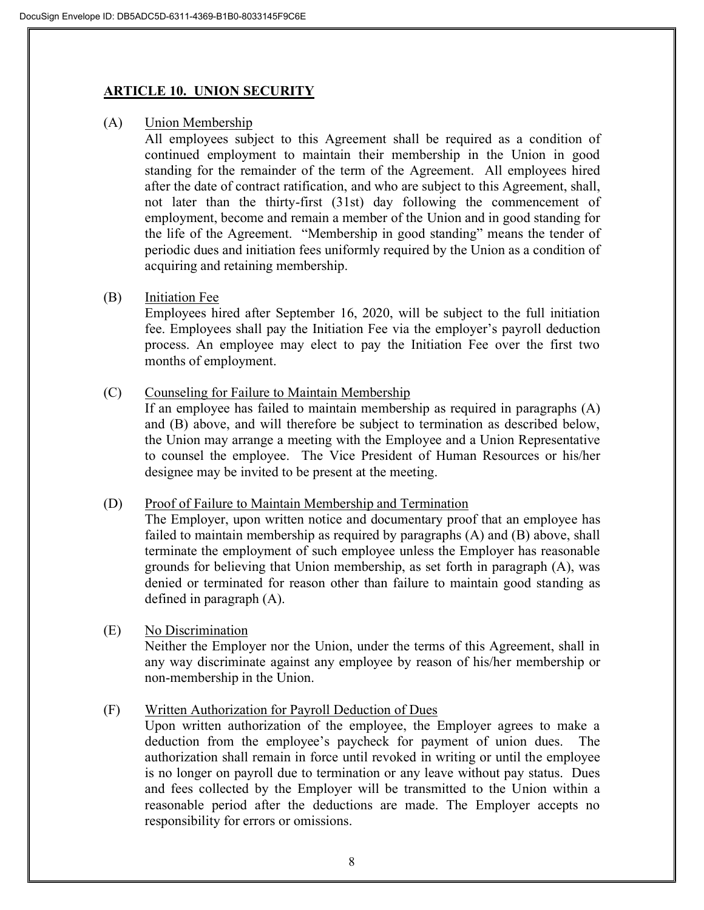## ARTICLE 10. UNION SECURITY

(A) Union Membership

All employees subject to this Agreement shall be required as a condition of continued employment to maintain their membership in the Union in good standing for the remainder of the term of the Agreement. All employees hired after the date of contract ratification, and who are subject to this Agreement, shall, not later than the thirty-first (31st) day following the commencement of employment, become and remain a member of the Union and in good standing for the life of the Agreement. "Membership in good standing" means the tender of periodic dues and initiation fees uniformly required by the Union as a condition of acquiring and retaining membership.

(B) Initiation Fee

Employees hired after September 16, 2020, will be subject to the full initiation fee. Employees shall pay the Initiation Fee via the employer's payroll deduction process. An employee may elect to pay the Initiation Fee over the first two months of employment.

(C) Counseling for Failure to Maintain Membership

If an employee has failed to maintain membership as required in paragraphs (A) and (B) above, and will therefore be subject to termination as described below, the Union may arrange a meeting with the Employee and a Union Representative to counsel the employee. The Vice President of Human Resources or his/her designee may be invited to be present at the meeting.

(D) Proof of Failure to Maintain Membership and Termination

The Employer, upon written notice and documentary proof that an employee has failed to maintain membership as required by paragraphs (A) and (B) above, shall terminate the employment of such employee unless the Employer has reasonable grounds for believing that Union membership, as set forth in paragraph (A), was denied or terminated for reason other than failure to maintain good standing as defined in paragraph (A).

(E) No Discrimination

Neither the Employer nor the Union, under the terms of this Agreement, shall in any way discriminate against any employee by reason of his/her membership or non-membership in the Union.

(F) Written Authorization for Payroll Deduction of Dues

Upon written authorization of the employee, the Employer agrees to make a deduction from the employee's paycheck for payment of union dues. The authorization shall remain in force until revoked in writing or until the employee is no longer on payroll due to termination or any leave without pay status. Dues and fees collected by the Employer will be transmitted to the Union within a reasonable period after the deductions are made. The Employer accepts no responsibility for errors or omissions.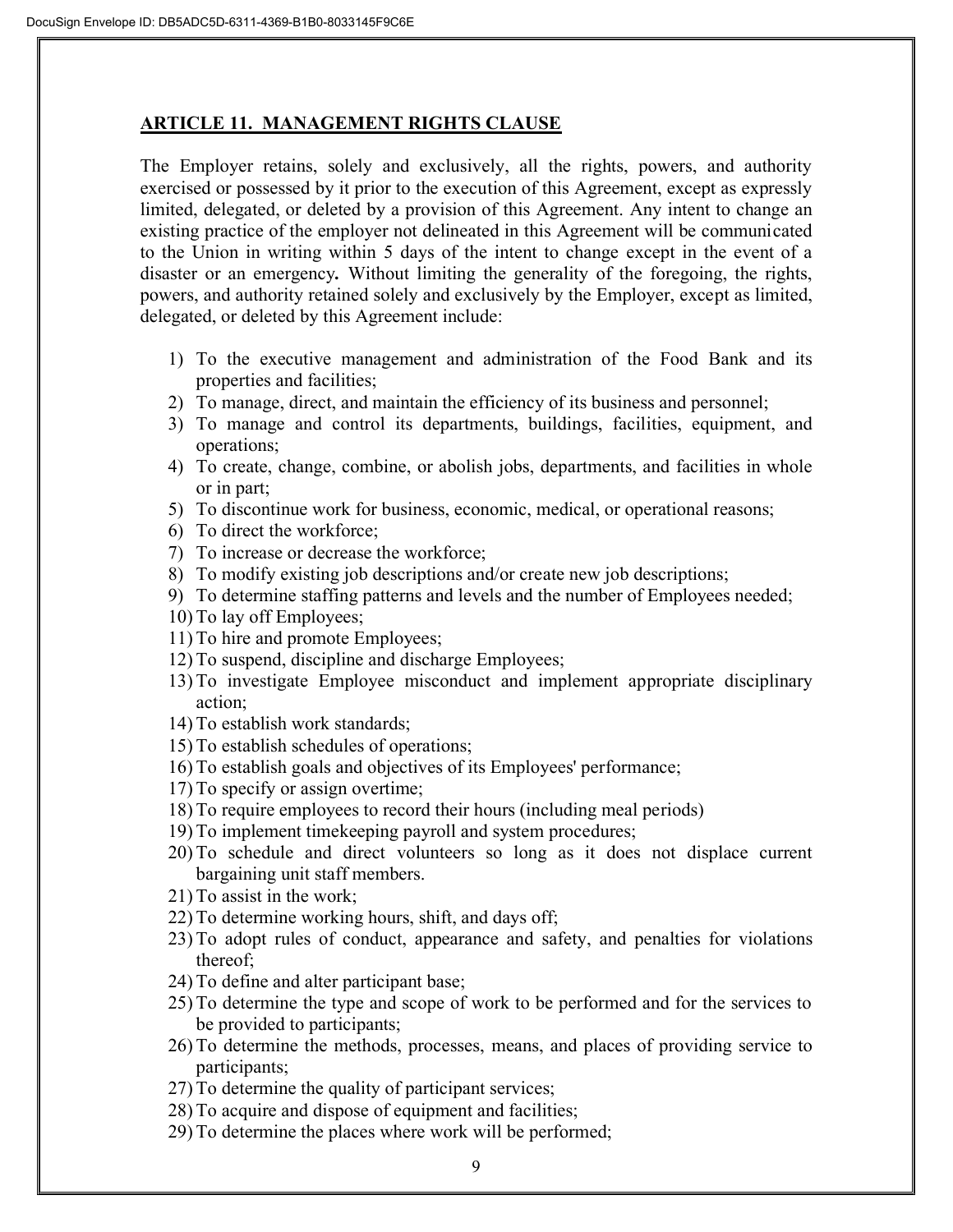## ARTICLE 11. MANAGEMENT RIGHTS CLAUSE

The Employer retains, solely and exclusively, all the rights, powers, and authority exercised or possessed by it prior to the execution of this Agreement, except as expressly limited, delegated, or deleted by a provision of this Agreement. Any intent to change an existing practice of the employer not delineated in this Agreement will be communicated to the Union in writing within 5 days of the intent to change except in the event of a disaster or an emergency**.** Without limiting the generality of the foregoing, the rights, powers, and authority retained solely and exclusively by the Employer, except as limited, delegated, or deleted by this Agreement include:

1) To the executive management and administration of the Food Bank and its properties and facilities;
2) To manage, direct, and maintain the efficiency of its business and personnel;
3) To manage and control its departments, buildings, facilities, equipment, and operations;
4) To create, change, combine, or abolish jobs, departments, and facilities in whole or in part;
5) To discontinue work for business, economic, medical, or operational reasons;
6) To direct the workforce;
7) To increase or decrease the workforce;
8) To modify existing job descriptions and/or create new job descriptions;
9) To determine staffing patterns and levels and the number of Employees needed;
10) To lay off Employees;
11) To hire and promote Employees;
12) To suspend, discipline and discharge Employees;
13) To investigate Employee misconduct and implement appropriate disciplinary action;
14) To establish work standards;
15) To establish schedules of operations;
16) To establish goals and objectives of its Employees' performance;
17) To specify or assign overtime;
18) To require employees to record their hours (including meal periods)
19) To implement timekeeping payroll and system procedures;
20) To schedule and direct volunteers so long as it does not displace current bargaining unit staff members.
21) To assist in the work;
22) To determine working hours, shift, and days off;
23) To adopt rules of conduct, appearance and safety, and penalties for violations thereof;
24) To define and alter participant base;
25) To determine the type and scope of work to be performed and for the services to be provided to participants;
26) To determine the methods, processes, means, and places of providing service to participants;
27) To determine the quality of participant services;
28) To acquire and dispose of equipment and facilities;
29) To determine the places where work will be performed;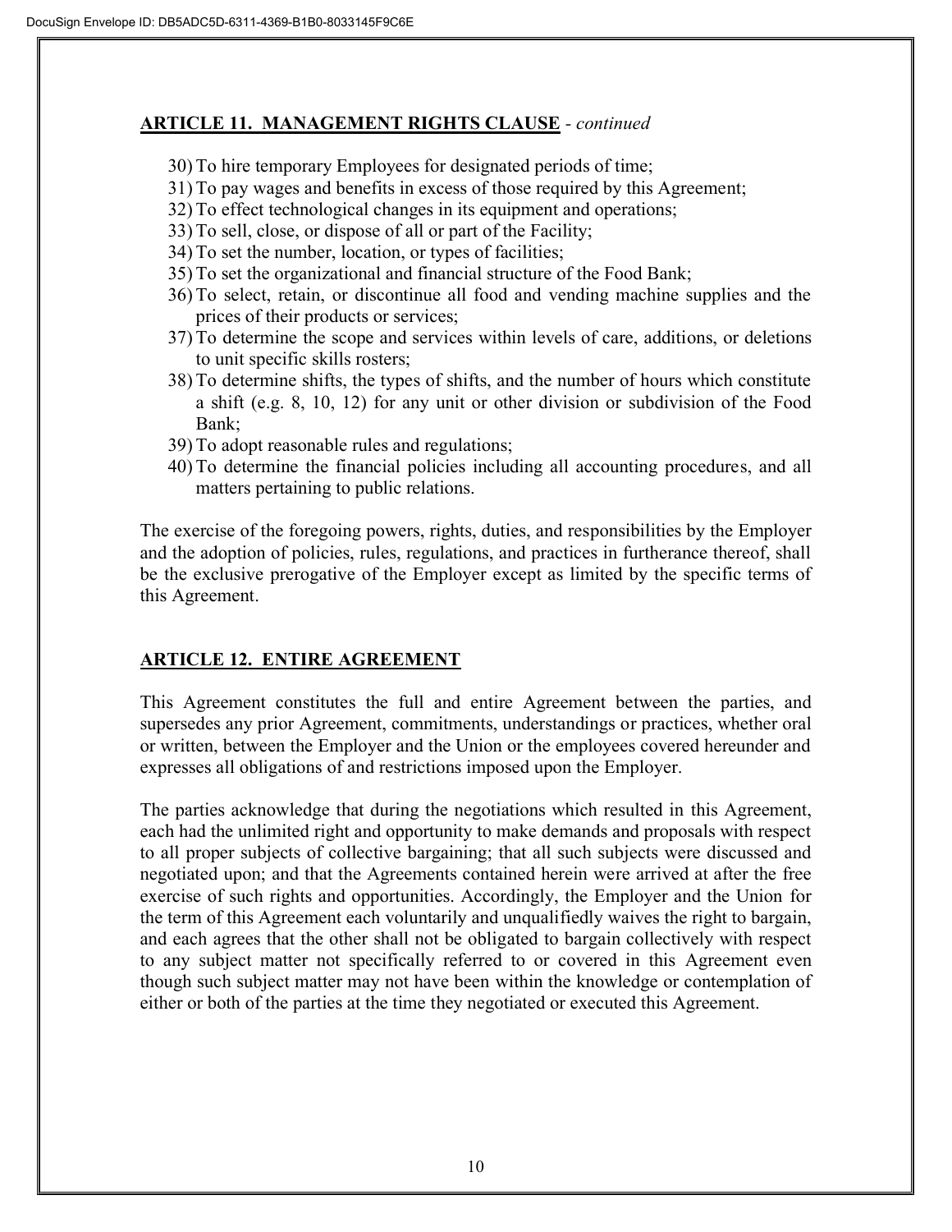## ARTICLE 11. MANAGEMENT RIGHTS CLAUSE - *continued*

30) To hire temporary Employees for designated periods of time;
31) To pay wages and benefits in excess of those required by this Agreement;
32) To effect technological changes in its equipment and operations;
33) To sell, close, or dispose of all or part of the Facility;
34) To set the number, location, or types of facilities;
35) To set the organizational and financial structure of the Food Bank;
36) To select, retain, or discontinue all food and vending machine supplies and the prices of their products or services;
37) To determine the scope and services within levels of care, additions, or deletions to unit specific skills rosters;
38) To determine shifts, the types of shifts, and the number of hours which constitute a shift (e.g. 8, 10, 12) for any unit or other division or subdivision of the Food Bank;
39) To adopt reasonable rules and regulations;
40) To determine the financial policies including all accounting procedures, and all matters pertaining to public relations.

The exercise of the foregoing powers, rights, duties, and responsibilities by the Employer and the adoption of policies, rules, regulations, and practices in furtherance thereof, shall be the exclusive prerogative of the Employer except as limited by the specific terms of this Agreement.

## ARTICLE 12. ENTIRE AGREEMENT

This Agreement constitutes the full and entire Agreement between the parties, and supersedes any prior Agreement, commitments, understandings or practices, whether oral or written, between the Employer and the Union or the employees covered hereunder and expresses all obligations of and restrictions imposed upon the Employer.

The parties acknowledge that during the negotiations which resulted in this Agreement, each had the unlimited right and opportunity to make demands and proposals with respect to all proper subjects of collective bargaining; that all such subjects were discussed and negotiated upon; and that the Agreements contained herein were arrived at after the free exercise of such rights and opportunities. Accordingly, the Employer and the Union for the term of this Agreement each voluntarily and unqualifiedly waives the right to bargain, and each agrees that the other shall not be obligated to bargain collectively with respect to any subject matter not specifically referred to or covered in this Agreement even though such subject matter may not have been within the knowledge or contemplation of either or both of the parties at the time they negotiated or executed this Agreement.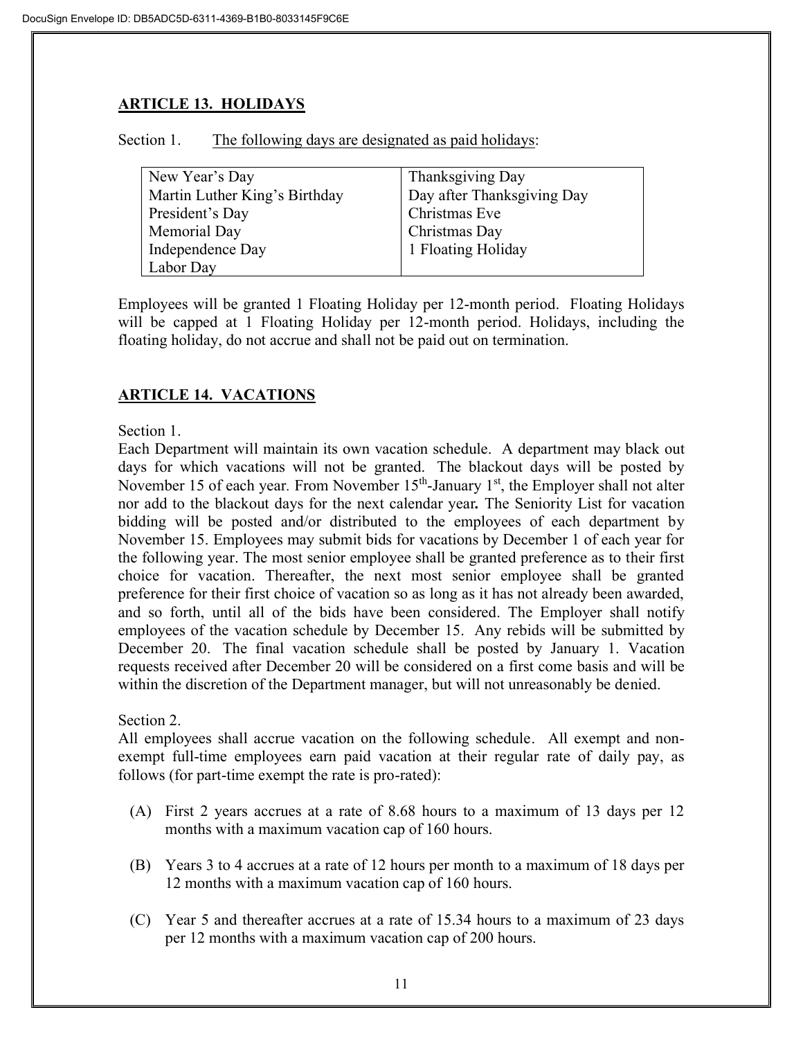## ARTICLE 13. HOLIDAYS

Section 1. The following days are designated as paid holidays:

| | |
|---|---|
| New Year's Day | Thanksgiving Day |
| Martin Luther King's Birthday | Day after Thanksgiving Day |
| President's Day | Christmas Eve |
| Memorial Day | Christmas Day |
| Independence Day | 1 Floating Holiday |
| Labor Day | |

Employees will be granted 1 Floating Holiday per 12-month period. Floating Holidays will be capped at 1 Floating Holiday per 12-month period. Holidays, including the floating holiday, do not accrue and shall not be paid out on termination.

## ARTICLE 14. VACATIONS

Section 1.

Each Department will maintain its own vacation schedule. A department may black out days for which vacations will not be granted. The blackout days will be posted by November 15 of each year. From November 15th-January 1st, the Employer shall not alter nor add to the blackout days for the next calendar year**.** The Seniority List for vacation bidding will be posted and/or distributed to the employees of each department by November 15. Employees may submit bids for vacations by December 1 of each year for the following year. The most senior employee shall be granted preference as to their first choice for vacation. Thereafter, the next most senior employee shall be granted preference for their first choice of vacation so as long as it has not already been awarded, and so forth, until all of the bids have been considered. The Employer shall notify employees of the vacation schedule by December 15. Any rebids will be submitted by December 20. The final vacation schedule shall be posted by January 1. Vacation requests received after December 20 will be considered on a first come basis and will be within the discretion of the Department manager, but will not unreasonably be denied.

Section 2.

All employees shall accrue vacation on the following schedule. All exempt and non-exempt full-time employees earn paid vacation at their regular rate of daily pay, as follows (for part-time exempt the rate is pro-rated):

(A) First 2 years accrues at a rate of 8.68 hours to a maximum of 13 days per 12 months with a maximum vacation cap of 160 hours.

(B) Years 3 to 4 accrues at a rate of 12 hours per month to a maximum of 18 days per 12 months with a maximum vacation cap of 160 hours.

(C) Year 5 and thereafter accrues at a rate of 15.34 hours to a maximum of 23 days per 12 months with a maximum vacation cap of 200 hours.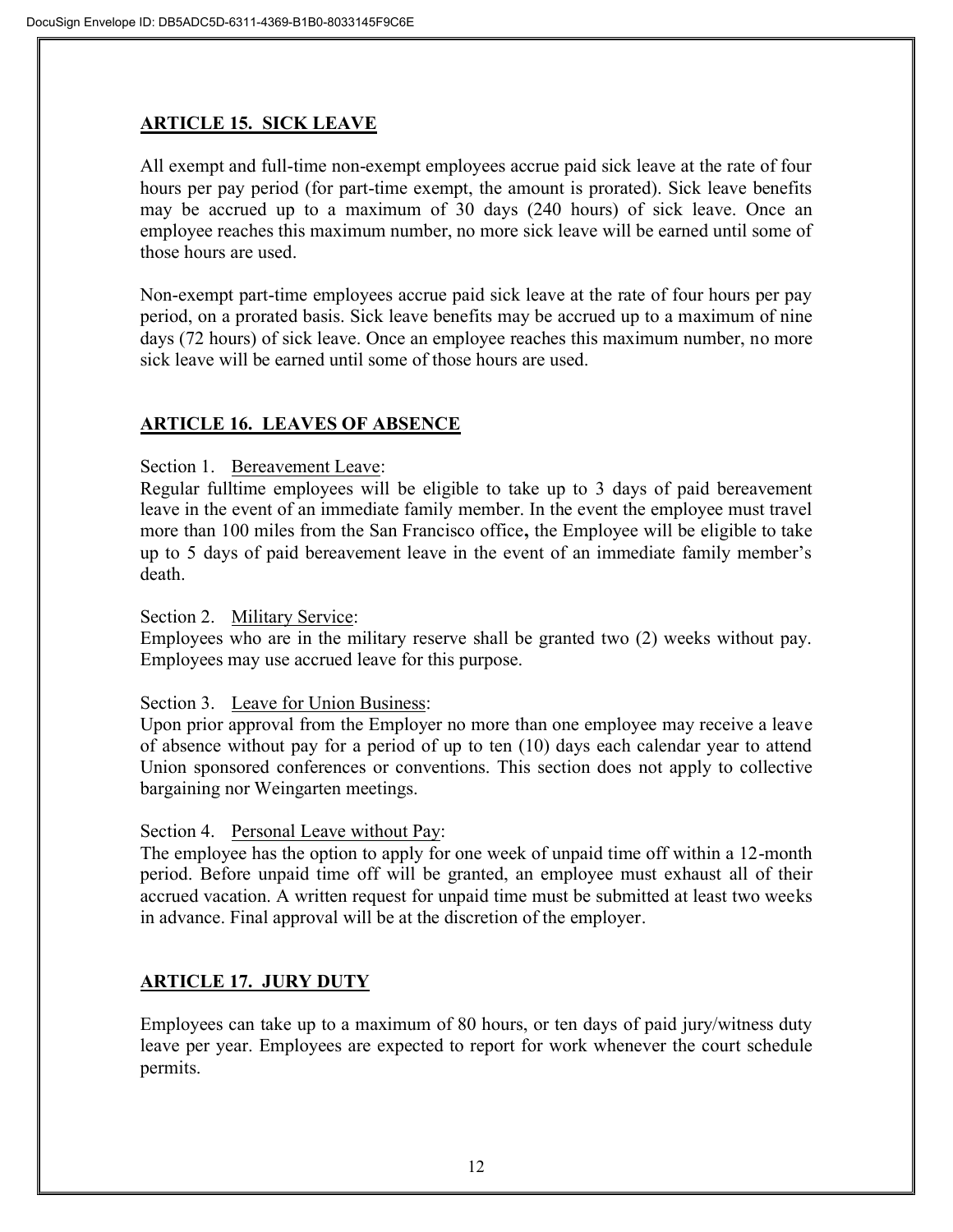## ARTICLE 15. SICK LEAVE

All exempt and full-time non-exempt employees accrue paid sick leave at the rate of four hours per pay period (for part-time exempt, the amount is prorated). Sick leave benefits may be accrued up to a maximum of 30 days (240 hours) of sick leave. Once an employee reaches this maximum number, no more sick leave will be earned until some of those hours are used.

Non-exempt part-time employees accrue paid sick leave at the rate of four hours per pay period, on a prorated basis. Sick leave benefits may be accrued up to a maximum of nine days (72 hours) of sick leave. Once an employee reaches this maximum number, no more sick leave will be earned until some of those hours are used.

## ARTICLE 16. LEAVES OF ABSENCE

Section 1. Bereavement Leave:
Regular fulltime employees will be eligible to take up to 3 days of paid bereavement leave in the event of an immediate family member. In the event the employee must travel more than 100 miles from the San Francisco office**,** the Employee will be eligible to take up to 5 days of paid bereavement leave in the event of an immediate family member's death.

Section 2. Military Service:
Employees who are in the military reserve shall be granted two (2) weeks without pay. Employees may use accrued leave for this purpose.

Section 3. Leave for Union Business:
Upon prior approval from the Employer no more than one employee may receive a leave of absence without pay for a period of up to ten (10) days each calendar year to attend Union sponsored conferences or conventions. This section does not apply to collective bargaining nor Weingarten meetings.

Section 4. Personal Leave without Pay:
The employee has the option to apply for one week of unpaid time off within a 12-month period. Before unpaid time off will be granted, an employee must exhaust all of their accrued vacation. A written request for unpaid time must be submitted at least two weeks in advance. Final approval will be at the discretion of the employer.

## ARTICLE 17. JURY DUTY

Employees can take up to a maximum of 80 hours, or ten days of paid jury/witness duty leave per year. Employees are expected to report for work whenever the court schedule permits.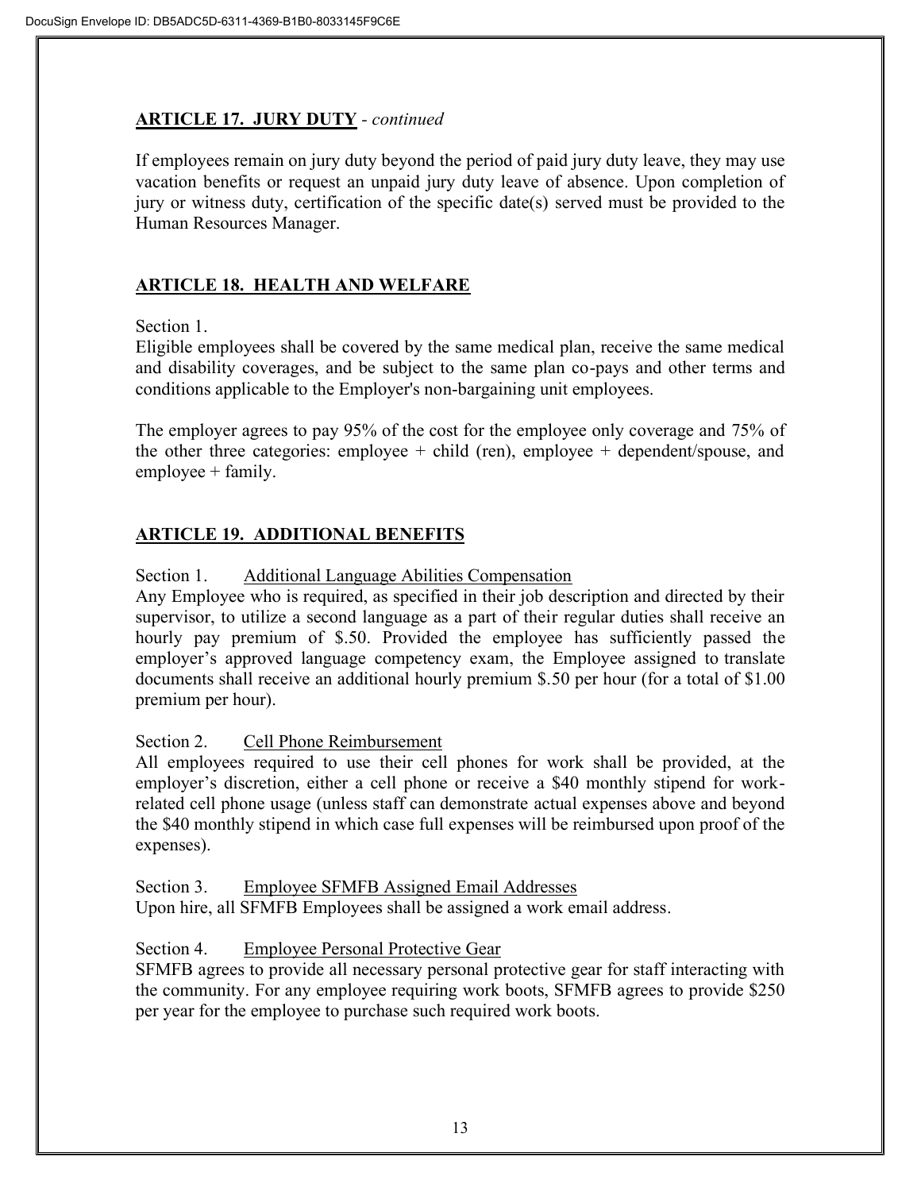## **ARTICLE 17. JURY DUTY** - *continued*

If employees remain on jury duty beyond the period of paid jury duty leave, they may use vacation benefits or request an unpaid jury duty leave of absence. Upon completion of jury or witness duty, certification of the specific date(s) served must be provided to the Human Resources Manager.

## **ARTICLE 18. HEALTH AND WELFARE**

Section 1.
Eligible employees shall be covered by the same medical plan, receive the same medical and disability coverages, and be subject to the same plan co-pays and other terms and conditions applicable to the Employer's non-bargaining unit employees.

The employer agrees to pay 95% of the cost for the employee only coverage and 75% of the other three categories: employee + child (ren), employee + dependent/spouse, and employee + family.

## **ARTICLE 19. ADDITIONAL BENEFITS**

Section 1. <u>Additional Language Abilities Compensation</u>
Any Employee who is required, as specified in their job description and directed by their supervisor, to utilize a second language as a part of their regular duties shall receive an hourly pay premium of $.50. Provided the employee has sufficiently passed the employer's approved language competency exam, the Employee assigned to translate documents shall receive an additional hourly premium $.50 per hour (for a total of $1.00 premium per hour).

Section 2. <u>Cell Phone Reimbursement</u>
All employees required to use their cell phones for work shall be provided, at the employer's discretion, either a cell phone or receive a $40 monthly stipend for work-related cell phone usage (unless staff can demonstrate actual expenses above and beyond the $40 monthly stipend in which case full expenses will be reimbursed upon proof of the expenses).

Section 3. <u>Employee SFMFB Assigned Email Addresses</u>
Upon hire, all SFMFB Employees shall be assigned a work email address.

Section 4. <u>Employee Personal Protective Gear</u>
SFMFB agrees to provide all necessary personal protective gear for staff interacting with the community. For any employee requiring work boots, SFMFB agrees to provide $250 per year for the employee to purchase such required work boots.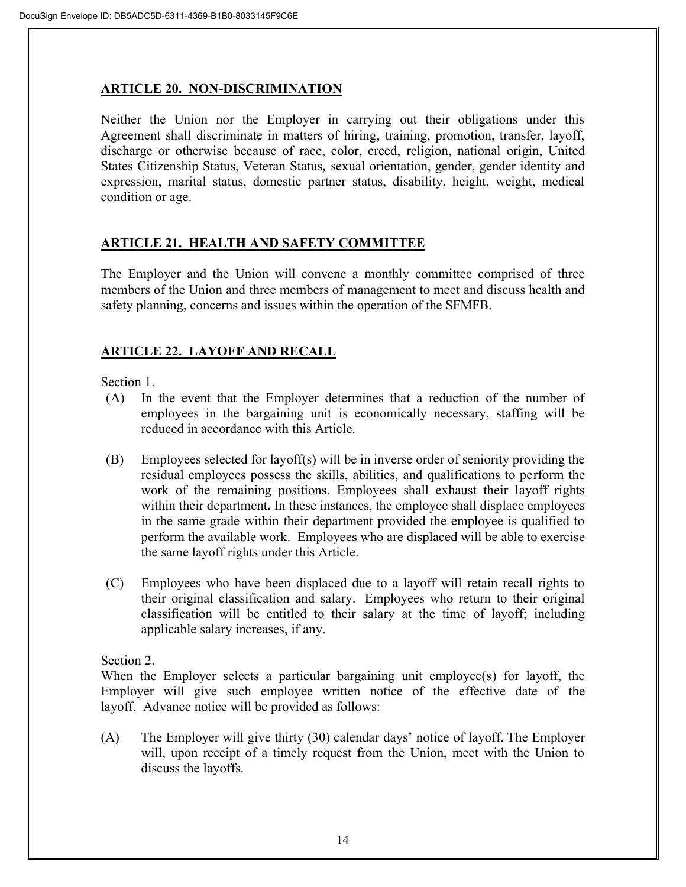## ARTICLE 20. NON-DISCRIMINATION

Neither the Union nor the Employer in carrying out their obligations under this Agreement shall discriminate in matters of hiring, training, promotion, transfer, layoff, discharge or otherwise because of race, color, creed, religion, national origin, United States Citizenship Status, Veteran Status, sexual orientation, gender, gender identity and expression, marital status, domestic partner status, disability, height, weight, medical condition or age.

## ARTICLE 21. HEALTH AND SAFETY COMMITTEE

The Employer and the Union will convene a monthly committee comprised of three members of the Union and three members of management to meet and discuss health and safety planning, concerns and issues within the operation of the SFMFB.

## ARTICLE 22. LAYOFF AND RECALL

Section 1.

(A) In the event that the Employer determines that a reduction of the number of employees in the bargaining unit is economically necessary, staffing will be reduced in accordance with this Article.

(B) Employees selected for layoff(s) will be in inverse order of seniority providing the residual employees possess the skills, abilities, and qualifications to perform the work of the remaining positions. Employees shall exhaust their layoff rights within their department**.** In these instances, the employee shall displace employees in the same grade within their department provided the employee is qualified to perform the available work. Employees who are displaced will be able to exercise the same layoff rights under this Article.

(C) Employees who have been displaced due to a layoff will retain recall rights to their original classification and salary. Employees who return to their original classification will be entitled to their salary at the time of layoff; including applicable salary increases, if any.

Section 2.

When the Employer selects a particular bargaining unit employee(s) for layoff, the Employer will give such employee written notice of the effective date of the layoff. Advance notice will be provided as follows:

(A) The Employer will give thirty (30) calendar days' notice of layoff. The Employer will, upon receipt of a timely request from the Union, meet with the Union to discuss the layoffs.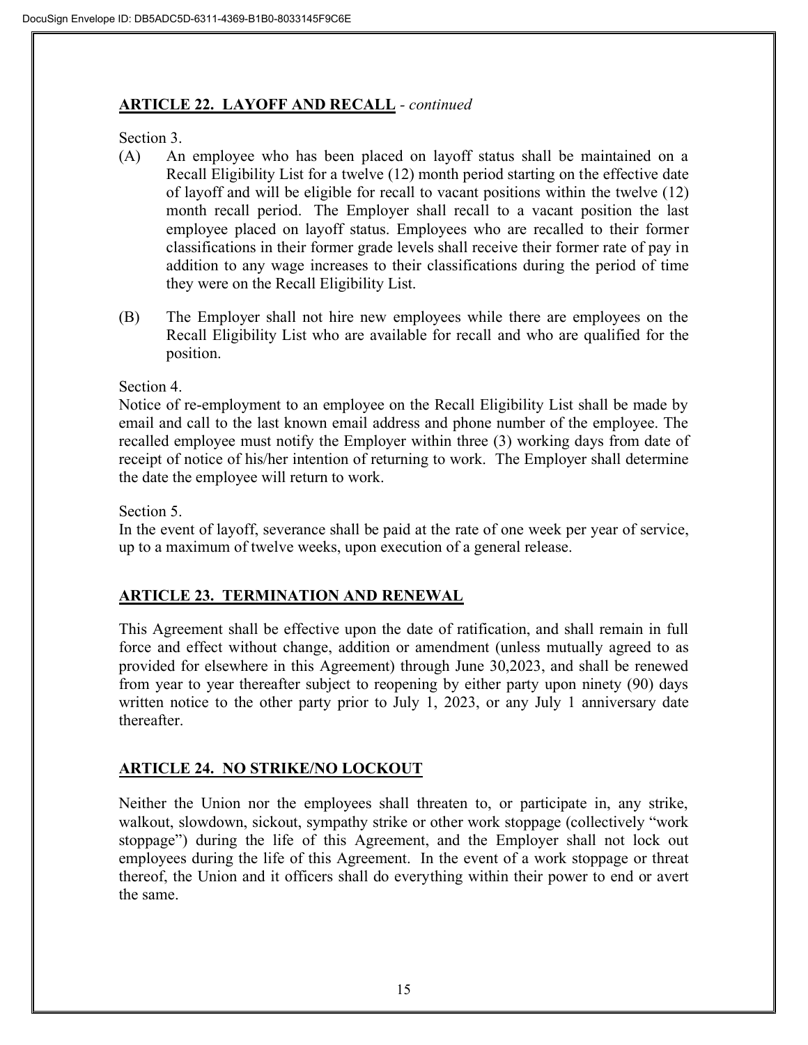## **ARTICLE 22. LAYOFF AND RECALL** - *continued*

Section 3.

(A) An employee who has been placed on layoff status shall be maintained on a Recall Eligibility List for a twelve (12) month period starting on the effective date of layoff and will be eligible for recall to vacant positions within the twelve (12) month recall period. The Employer shall recall to a vacant position the last employee placed on layoff status. Employees who are recalled to their former classifications in their former grade levels shall receive their former rate of pay in addition to any wage increases to their classifications during the period of time they were on the Recall Eligibility List.

(B) The Employer shall not hire new employees while there are employees on the Recall Eligibility List who are available for recall and who are qualified for the position.

Section 4.

Notice of re-employment to an employee on the Recall Eligibility List shall be made by email and call to the last known email address and phone number of the employee. The recalled employee must notify the Employer within three (3) working days from date of receipt of notice of his/her intention of returning to work. The Employer shall determine the date the employee will return to work.

Section 5.

In the event of layoff, severance shall be paid at the rate of one week per year of service, up to a maximum of twelve weeks, upon execution of a general release.

## **ARTICLE 23. TERMINATION AND RENEWAL**

This Agreement shall be effective upon the date of ratification, and shall remain in full force and effect without change, addition or amendment (unless mutually agreed to as provided for elsewhere in this Agreement) through June 30,2023, and shall be renewed from year to year thereafter subject to reopening by either party upon ninety (90) days written notice to the other party prior to July 1, 2023, or any July 1 anniversary date thereafter.

## **ARTICLE 24. NO STRIKE/NO LOCKOUT**

Neither the Union nor the employees shall threaten to, or participate in, any strike, walkout, slowdown, sickout, sympathy strike or other work stoppage (collectively "work stoppage") during the life of this Agreement, and the Employer shall not lock out employees during the life of this Agreement. In the event of a work stoppage or threat thereof, the Union and it officers shall do everything within their power to end or avert the same.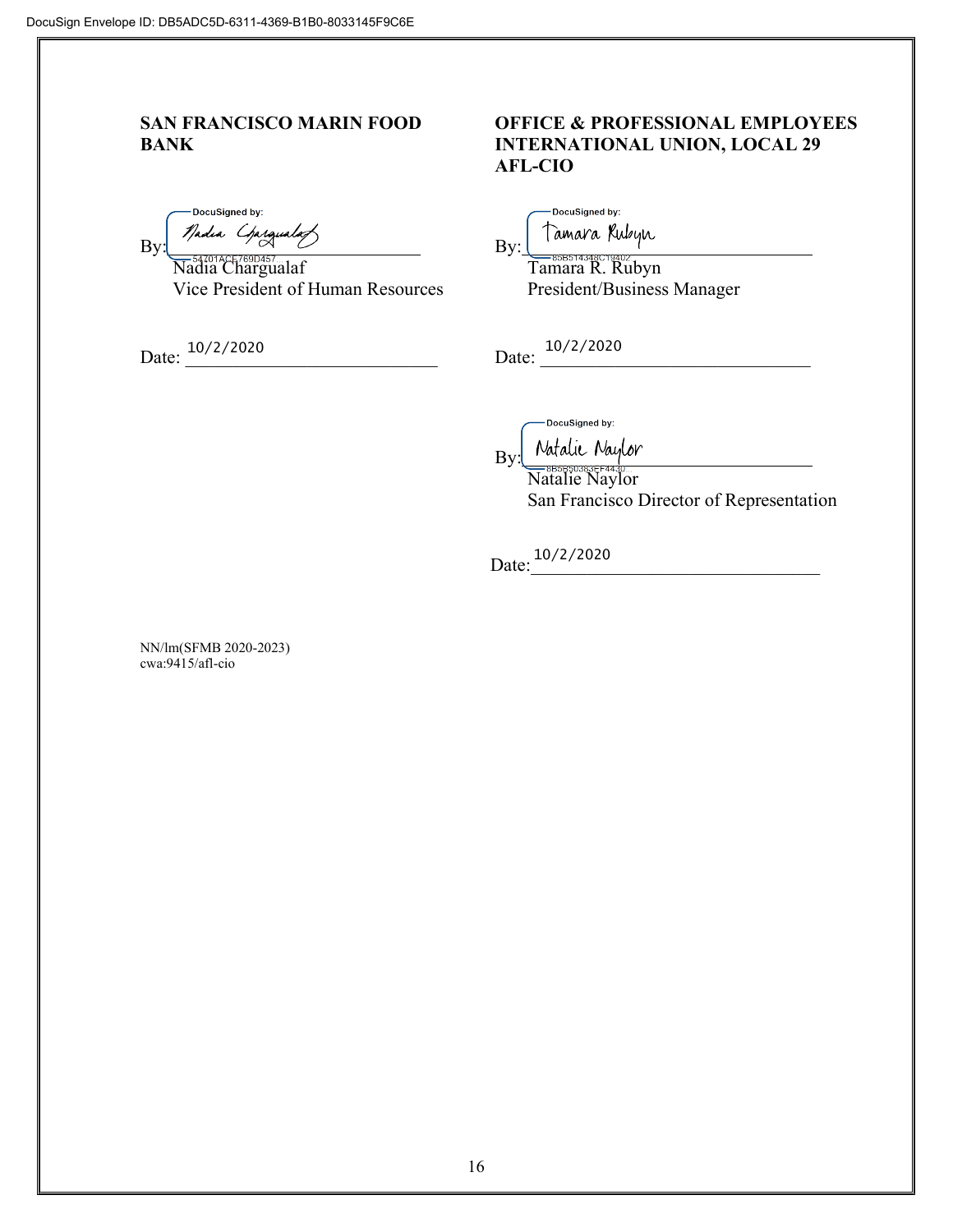DocuSign Envelope ID: DB5ADC5D-6311-4369-B1B0-8033145F9C6E

**SAN FRANCISCO MARIN FOOD BANK**

By: Nadia Chargualaf
Nadia Chargualaf
Vice President of Human Resources

Date: 10/2/2020

**OFFICE & PROFESSIONAL EMPLOYEES INTERNATIONAL UNION, LOCAL 29 AFL-CIO**

By: Tamara Rubyn
Tamara R. Rubyn
President/Business Manager

Date: 10/2/2020

By: Natalie Naylor
Natalie Naylor
San Francisco Director of Representation

Date: 10/2/2020

NN/lm(SFMB 2020-2023)
cwa:9415/afl-cio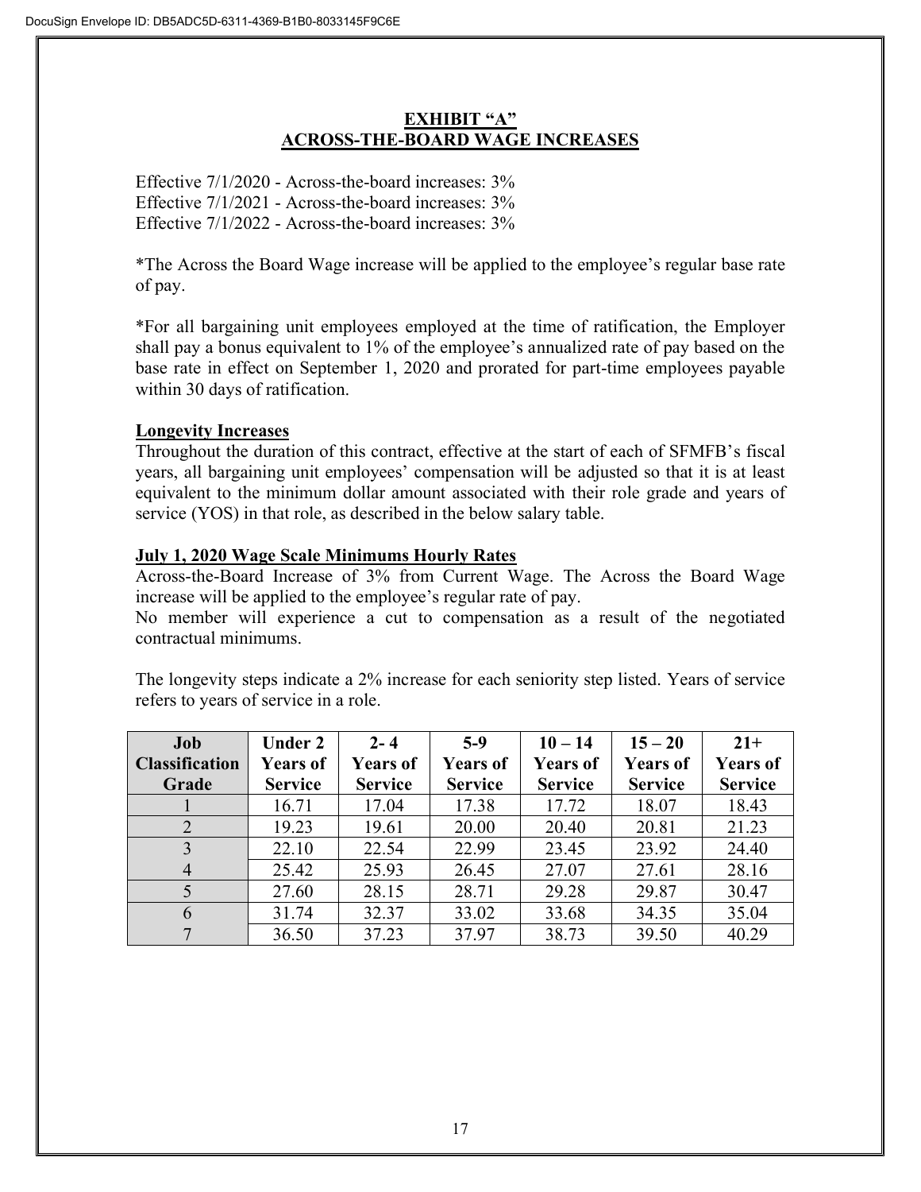## EXHIBIT "A"
## ACROSS-THE-BOARD WAGE INCREASES

Effective 7/1/2020 - Across-the-board increases: 3%
Effective 7/1/2021 - Across-the-board increases: 3%
Effective 7/1/2022 - Across-the-board increases: 3%

*The Across the Board Wage increase will be applied to the employee's regular base rate of pay.

*For all bargaining unit employees employed at the time of ratification, the Employer shall pay a bonus equivalent to 1% of the employee's annualized rate of pay based on the base rate in effect on September 1, 2020 and prorated for part-time employees payable within 30 days of ratification.

**Longevity Increases**

Throughout the duration of this contract, effective at the start of each of SFMFB's fiscal years, all bargaining unit employees' compensation will be adjusted so that it is at least equivalent to the minimum dollar amount associated with their role grade and years of service (YOS) in that role, as described in the below salary table.

**July 1, 2020 Wage Scale Minimums Hourly Rates**

Across-the-Board Increase of 3% from Current Wage. The Across the Board Wage increase will be applied to the employee's regular rate of pay.
No member will experience a cut to compensation as a result of the negotiated contractual minimums.

The longevity steps indicate a 2% increase for each seniority step listed. Years of service refers to years of service in a role.

| Job Classification Grade | Under 2 Years of Service | 2- 4 Years of Service | 5-9 Years of Service | 10 – 14 Years of Service | 15 – 20 Years of Service | 21+ Years of Service |
|---|---|---|---|---|---|---|
| 1 | 16.71 | 17.04 | 17.38 | 17.72 | 18.07 | 18.43 |
| 2 | 19.23 | 19.61 | 20.00 | 20.40 | 20.81 | 21.23 |
| 3 | 22.10 | 22.54 | 22.99 | 23.45 | 23.92 | 24.40 |
| 4 | 25.42 | 25.93 | 26.45 | 27.07 | 27.61 | 28.16 |
| 5 | 27.60 | 28.15 | 28.71 | 29.28 | 29.87 | 30.47 |
| 6 | 31.74 | 32.37 | 33.02 | 33.68 | 34.35 | 35.04 |
| 7 | 36.50 | 37.23 | 37.97 | 38.73 | 39.50 | 40.29 |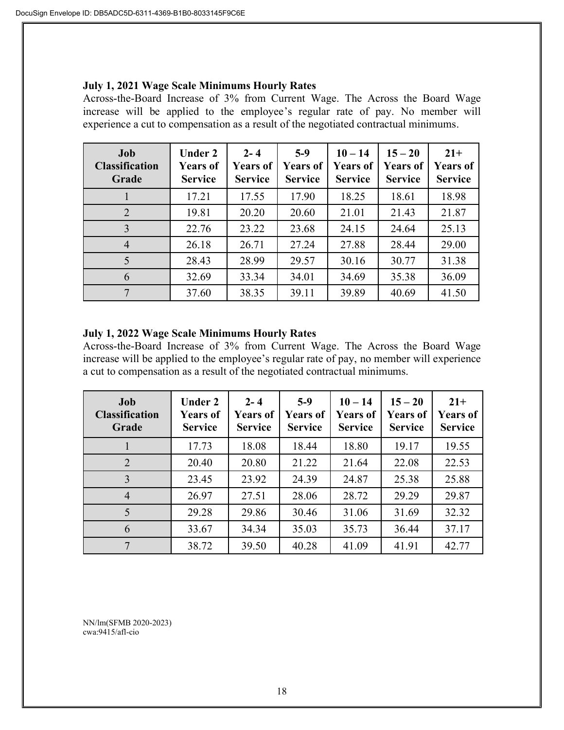**July 1, 2021 Wage Scale Minimums Hourly Rates**

Across-the-Board Increase of 3% from Current Wage. The Across the Board Wage increase will be applied to the employee's regular rate of pay. No member will experience a cut to compensation as a result of the negotiated contractual minimums.

| Job Classification Grade | Under 2 Years of Service | 2- 4 Years of Service | 5-9 Years of Service | 10 – 14 Years of Service | 15 – 20 Years of Service | 21+ Years of Service |
|---|---|---|---|---|---|---|
| 1 | 17.21 | 17.55 | 17.90 | 18.25 | 18.61 | 18.98 |
| 2 | 19.81 | 20.20 | 20.60 | 21.01 | 21.43 | 21.87 |
| 3 | 22.76 | 23.22 | 23.68 | 24.15 | 24.64 | 25.13 |
| 4 | 26.18 | 26.71 | 27.24 | 27.88 | 28.44 | 29.00 |
| 5 | 28.43 | 28.99 | 29.57 | 30.16 | 30.77 | 31.38 |
| 6 | 32.69 | 33.34 | 34.01 | 34.69 | 35.38 | 36.09 |
| 7 | 37.60 | 38.35 | 39.11 | 39.89 | 40.69 | 41.50 |

**July 1, 2022 Wage Scale Minimums Hourly Rates**

Across-the-Board Increase of 3% from Current Wage. The Across the Board Wage increase will be applied to the employee's regular rate of pay, no member will experience a cut to compensation as a result of the negotiated contractual minimums.

| Job Classification Grade | Under 2 Years of Service | 2- 4 Years of Service | 5-9 Years of Service | 10 – 14 Years of Service | 15 – 20 Years of Service | 21+ Years of Service |
|---|---|---|---|---|---|---|
| 1 | 17.73 | 18.08 | 18.44 | 18.80 | 19.17 | 19.55 |
| 2 | 20.40 | 20.80 | 21.22 | 21.64 | 22.08 | 22.53 |
| 3 | 23.45 | 23.92 | 24.39 | 24.87 | 25.38 | 25.88 |
| 4 | 26.97 | 27.51 | 28.06 | 28.72 | 29.29 | 29.87 |
| 5 | 29.28 | 29.86 | 30.46 | 31.06 | 31.69 | 32.32 |
| 6 | 33.67 | 34.34 | 35.03 | 35.73 | 36.44 | 37.17 |
| 7 | 38.72 | 39.50 | 40.28 | 41.09 | 41.91 | 42.77 |

NN/lm(SFMB 2020-2023)
cwa:9415/afl-cio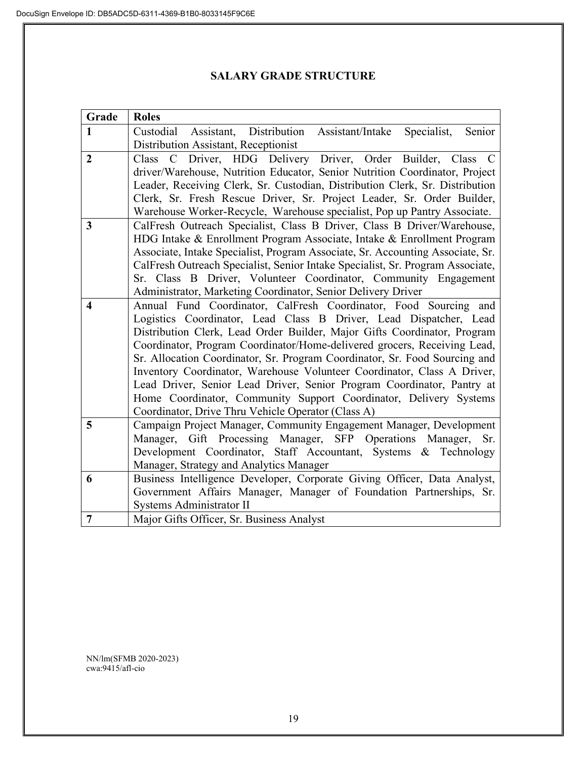## SALARY GRADE STRUCTURE

| Grade | Roles |
|---|---|
| 1 | Custodial Assistant, Distribution Assistant/Intake Specialist, Senior Distribution Assistant, Receptionist |
| 2 | Class C Driver, HDG Delivery Driver, Order Builder, Class C driver/Warehouse, Nutrition Educator, Senior Nutrition Coordinator, Project Leader, Receiving Clerk, Sr. Custodian, Distribution Clerk, Sr. Distribution Clerk, Sr. Fresh Rescue Driver, Sr. Project Leader, Sr. Order Builder, Warehouse Worker-Recycle, Warehouse specialist, Pop up Pantry Associate. |
| 3 | CalFresh Outreach Specialist, Class B Driver, Class B Driver/Warehouse, HDG Intake & Enrollment Program Associate, Intake & Enrollment Program Associate, Intake Specialist, Program Associate, Sr. Accounting Associate, Sr. CalFresh Outreach Specialist, Senior Intake Specialist, Sr. Program Associate, Sr. Class B Driver, Volunteer Coordinator, Community Engagement Administrator, Marketing Coordinator, Senior Delivery Driver |
| 4 | Annual Fund Coordinator, CalFresh Coordinator, Food Sourcing and Logistics Coordinator, Lead Class B Driver, Lead Dispatcher, Lead Distribution Clerk, Lead Order Builder, Major Gifts Coordinator, Program Coordinator, Program Coordinator/Home-delivered grocers, Receiving Lead, Sr. Allocation Coordinator, Sr. Program Coordinator, Sr. Food Sourcing and Inventory Coordinator, Warehouse Volunteer Coordinator, Class A Driver, Lead Driver, Senior Lead Driver, Senior Program Coordinator, Pantry at Home Coordinator, Community Support Coordinator, Delivery Systems Coordinator, Drive Thru Vehicle Operator (Class A) |
| 5 | Campaign Project Manager, Community Engagement Manager, Development Manager, Gift Processing Manager, SFP Operations Manager, Sr. Development Coordinator, Staff Accountant, Systems & Technology Manager, Strategy and Analytics Manager |
| 6 | Business Intelligence Developer, Corporate Giving Officer, Data Analyst, Government Affairs Manager, Manager of Foundation Partnerships, Sr. Systems Administrator II |
| 7 | Major Gifts Officer, Sr. Business Analyst |

NN/lm(SFMB 2020-2023)
cwa:9415/afl-cio